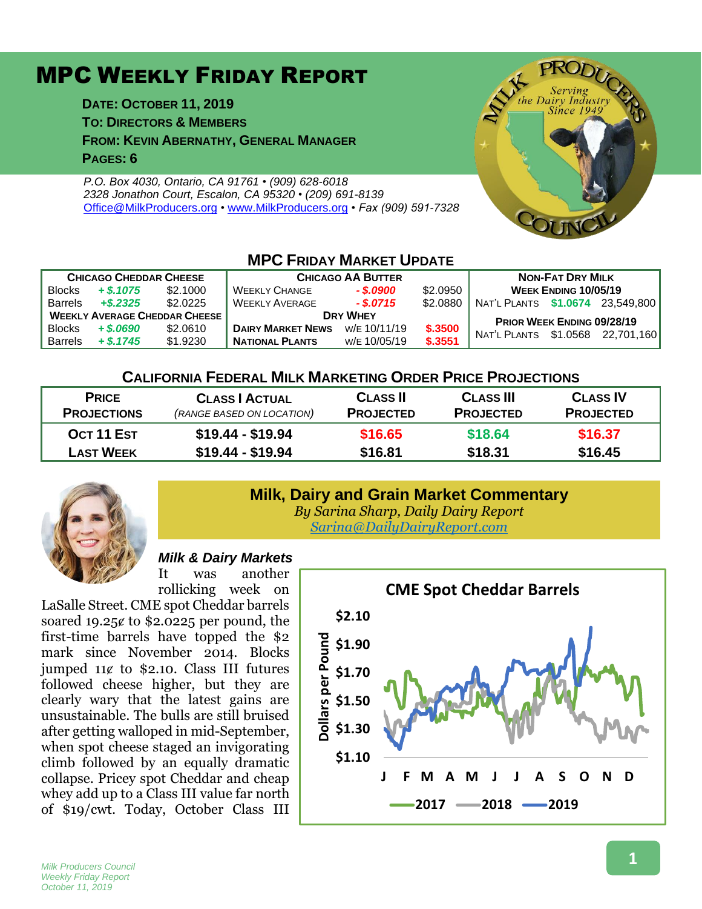# MPC Weekly Friday Report

**Date: October 11, 2019**
**To: Directors & Members**
**From: Kevin Abernathy, General Manager**
**Pages: 6**

*P.O. Box 4030, Ontario, CA 91761 • (909) 628-6018*
*2328 Jonathon Court, Escalon, CA 95320 • (209) 691-8139*
*Office@MilkProducers.org • www.MilkProducers.org • Fax (909) 591-7328*

## MPC Friday Market Update

| Chicago Cheddar Cheese | | | Chicago AA Butter | | | Non-Fat Dry Milk | | |
|---|---|---|---|---|---|---|---|---|
| Blocks | + $.1075 | $2.1000 | Weekly Change | - $.0900 | $2.0950 | Week Ending 10/05/19 | | |
| Barrels | +$.2325 | $2.0225 | Weekly Average | - $.0715 | $2.0880 | Nat'l Plants | $1.0674 | 23,549,800 |
| Weekly Average Cheddar Cheese | | | Dry Whey | | | Prior Week Ending 09/28/19 | | |
| Blocks | + $.0690 | $2.0610 | Dairy Market News | w/e 10/11/19 | $.3500 | Nat'l Plants | $1.0568 | 22,701,160 |
| Barrels | + $.1745 | $1.9230 | National Plants | w/e 10/05/19 | $.3551 | | | |

## California Federal Milk Marketing Order Price Projections

| Price Projections | Class I Actual *(range based on location)* | Class II Projected | Class III Projected | Class IV Projected |
|---|---|---|---|---|
| Oct 11 Est | $19.44 - $19.94 | $16.65 | $18.64 | $16.37 |
| Last Week | $19.44 - $19.94 | $16.81 | $18.31 | $16.45 |

## Milk, Dairy and Grain Market Commentary

*By Sarina Sharp, Daily Dairy Report*
*Sarina@DailyDairyReport.com*

### *Milk & Dairy Markets*

It was another rollicking week on LaSalle Street. CME spot Cheddar barrels soared 19.25¢ to $2.0225 per pound, the first-time barrels have topped the $2 mark since November 2014. Blocks jumped 11¢ to $2.10. Class III futures followed cheese higher, but they are clearly wary that the latest gains are unsustainable. The bulls are still bruised after getting walloped in mid-September, when spot cheese staged an invigorating climb followed by an equally dramatic collapse. Pricey spot Cheddar and cheap whey add up to a Class III value far north of $19/cwt. Today, October Class III

**CME Spot Cheddar Barrels**

Dollars per Pound ($1.10 – $2.10); J F M A M J J A S O N D; 2017, 2018, 2019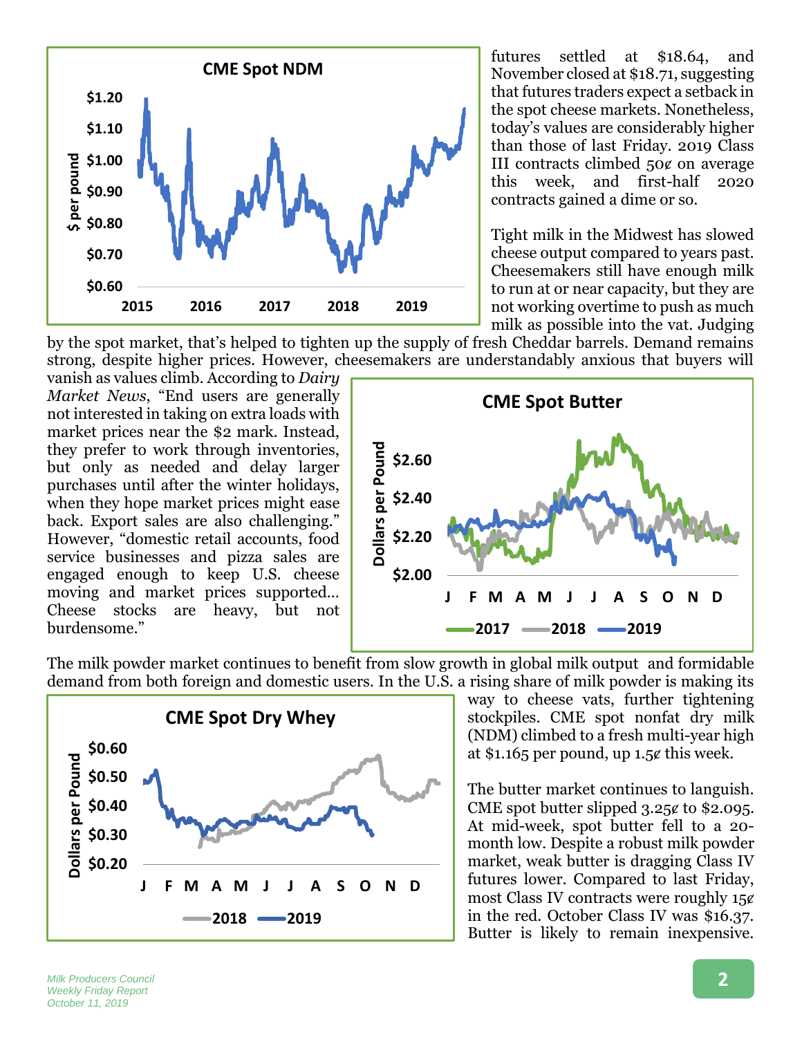futures settled at $18.64, and November closed at $18.71, suggesting that futures traders expect a setback in the spot cheese markets. Nonetheless, today's values are considerably higher than those of last Friday. 2019 Class III contracts climbed 50¢ on average this week, and first-half 2020 contracts gained a dime or so.

Tight milk in the Midwest has slowed cheese output compared to years past. Cheesemakers still have enough milk to run at or near capacity, but they are not working overtime to push as much milk as possible into the vat. Judging by the spot market, that's helped to tighten up the supply of fresh Cheddar barrels. Demand remains strong, despite higher prices. However, cheesemakers are understandably anxious that buyers will vanish as values climb. According to *Dairy Market News*, "End users are generally not interested in taking on extra loads with market prices near the $2 mark. Instead, they prefer to work through inventories, but only as needed and delay larger purchases until after the winter holidays, when they hope market prices might ease back. Export sales are also challenging." However, "domestic retail accounts, food service businesses and pizza sales are engaged enough to keep U.S. cheese moving and market prices supported… Cheese stocks are heavy, but not burdensome."

The milk powder market continues to benefit from slow growth in global milk output and formidable demand from both foreign and domestic users. In the U.S. a rising share of milk powder is making its way to cheese vats, further tightening stockpiles. CME spot nonfat dry milk (NDM) climbed to a fresh multi-year high at $1.165 per pound, up 1.5¢ this week.

The butter market continues to languish. CME spot butter slipped 3.25¢ to $2.095. At mid-week, spot butter fell to a 20-month low. Despite a robust milk powder market, weak butter is dragging Class IV futures lower. Compared to last Friday, most Class IV contracts were roughly 15¢ in the red. October Class IV was $16.37. Butter is likely to remain inexpensive.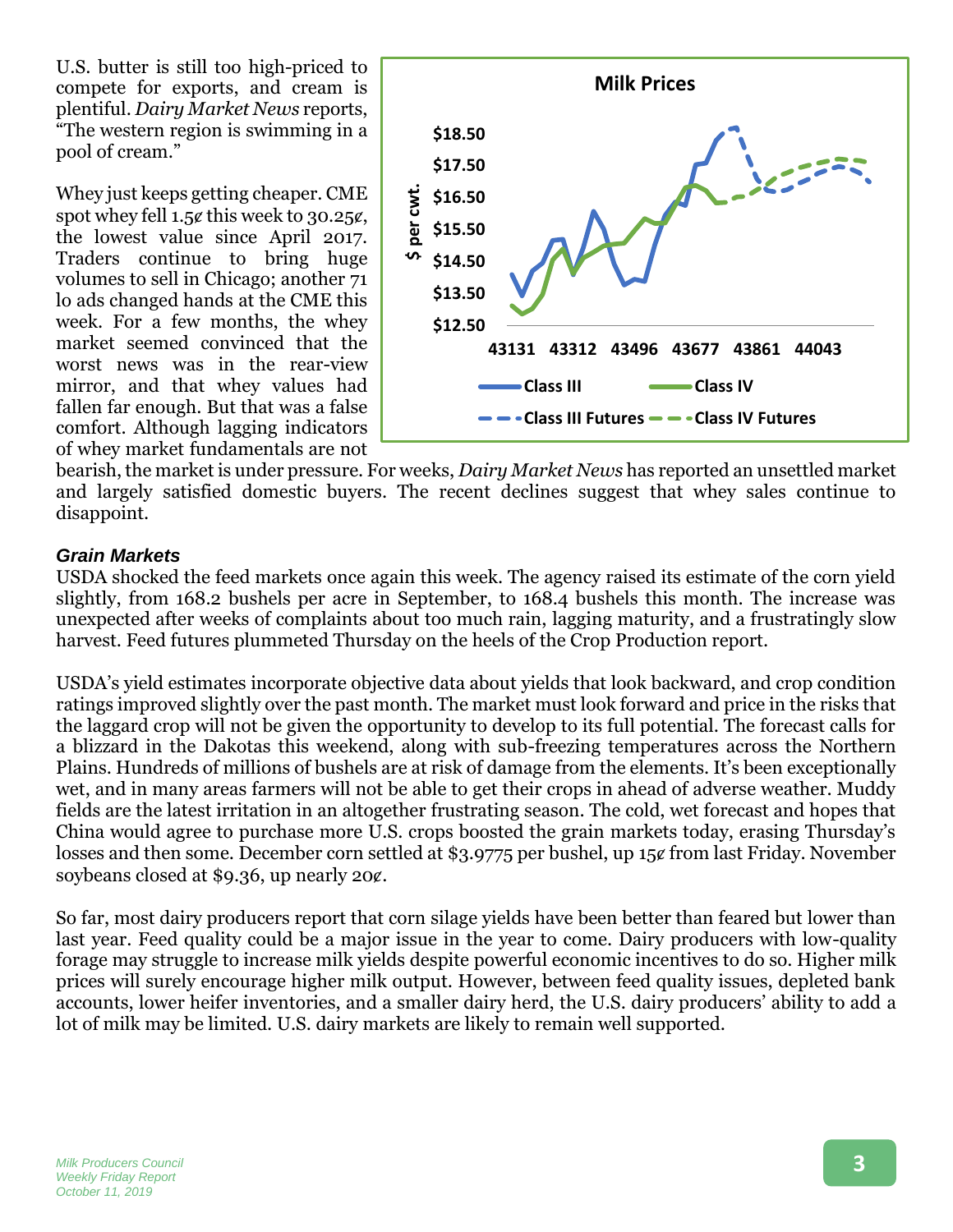U.S. butter is still too high-priced to compete for exports, and cream is plentiful. *Dairy Market News* reports, "The western region is swimming in a pool of cream."

Whey just keeps getting cheaper. CME spot whey fell 1.5¢ this week to 30.25¢, the lowest value since April 2017. Traders continue to bring huge volumes to sell in Chicago; another 71 lo ads changed hands at the CME this week. For a few months, the whey market seemed convinced that the worst news was in the rear-view mirror, and that whey values had fallen far enough. But that was a false comfort. Although lagging indicators of whey market fundamentals are not bearish, the market is under pressure. For weeks, *Dairy Market News* has reported an unsettled market and largely satisfied domestic buyers. The recent declines suggest that whey sales continue to disappoint.

### *Grain Markets*

USDA shocked the feed markets once again this week. The agency raised its estimate of the corn yield slightly, from 168.2 bushels per acre in September, to 168.4 bushels this month. The increase was unexpected after weeks of complaints about too much rain, lagging maturity, and a frustratingly slow harvest. Feed futures plummeted Thursday on the heels of the Crop Production report.

USDA's yield estimates incorporate objective data about yields that look backward, and crop condition ratings improved slightly over the past month. The market must look forward and price in the risks that the laggard crop will not be given the opportunity to develop to its full potential. The forecast calls for a blizzard in the Dakotas this weekend, along with sub-freezing temperatures across the Northern Plains. Hundreds of millions of bushels are at risk of damage from the elements. It's been exceptionally wet, and in many areas farmers will not be able to get their crops in ahead of adverse weather. Muddy fields are the latest irritation in an altogether frustrating season. The cold, wet forecast and hopes that China would agree to purchase more U.S. crops boosted the grain markets today, erasing Thursday's losses and then some. December corn settled at $3.9775 per bushel, up 15¢ from last Friday. November soybeans closed at $9.36, up nearly 20¢.

So far, most dairy producers report that corn silage yields have been better than feared but lower than last year. Feed quality could be a major issue in the year to come. Dairy producers with low-quality forage may struggle to increase milk yields despite powerful economic incentives to do so. Higher milk prices will surely encourage higher milk output. However, between feed quality issues, depleted bank accounts, lower heifer inventories, and a smaller dairy herd, the U.S. dairy producers' ability to add a lot of milk may be limited. U.S. dairy markets are likely to remain well supported.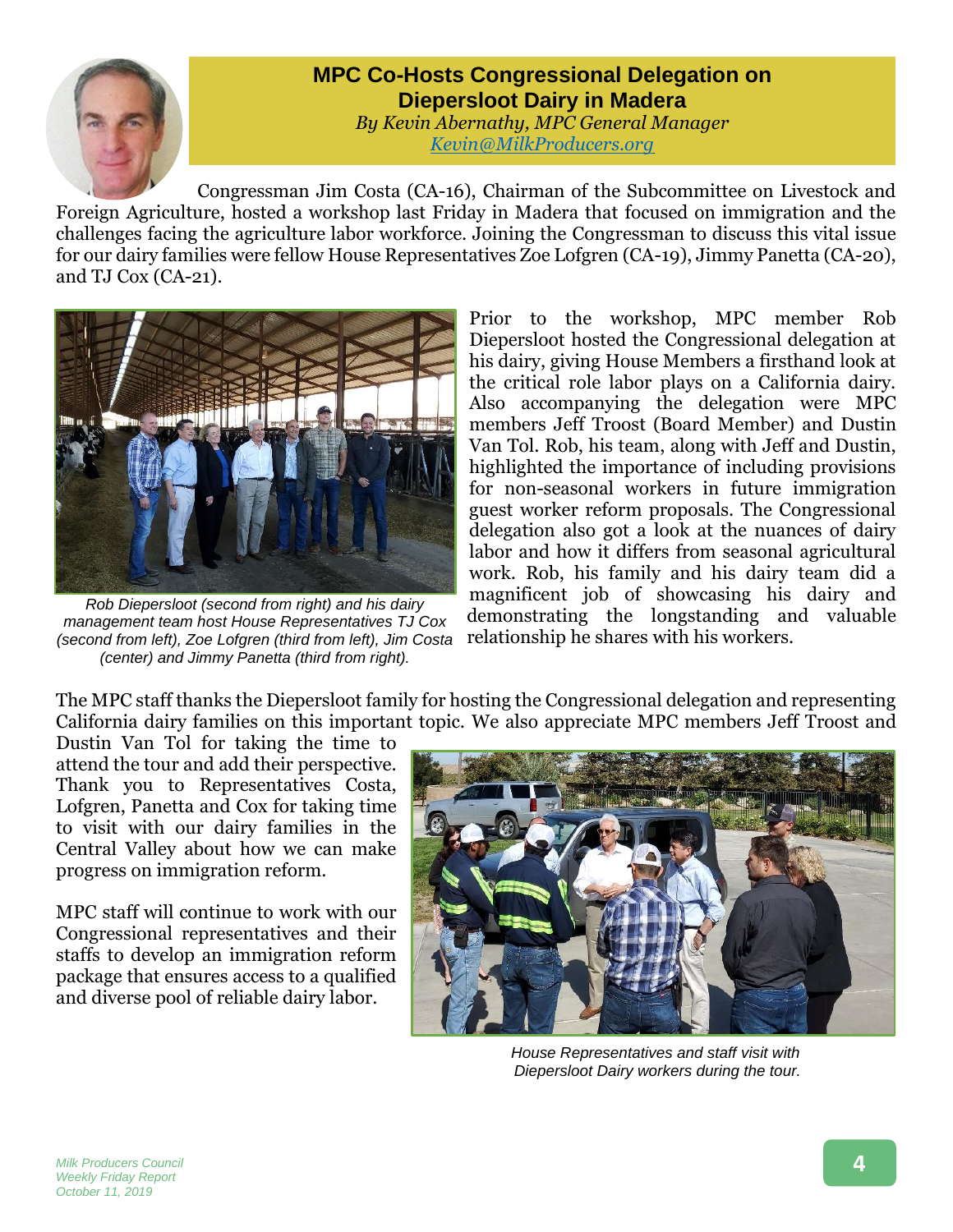## MPC Co-Hosts Congressional Delegation on Diepersloot Dairy in Madera

*By Kevin Abernathy, MPC General Manager*
*Kevin@MilkProducers.org*

Congressman Jim Costa (CA-16), Chairman of the Subcommittee on Livestock and Foreign Agriculture, hosted a workshop last Friday in Madera that focused on immigration and the challenges facing the agriculture labor workforce. Joining the Congressman to discuss this vital issue for our dairy families were fellow House Representatives Zoe Lofgren (CA-19), Jimmy Panetta (CA-20), and TJ Cox (CA-21).

*Rob Diepersloot (second from right) and his dairy management team host House Representatives TJ Cox (second from left), Zoe Lofgren (third from left), Jim Costa (center) and Jimmy Panetta (third from right).*

Prior to the workshop, MPC member Rob Diepersloot hosted the Congressional delegation at his dairy, giving House Members a firsthand look at the critical role labor plays on a California dairy. Also accompanying the delegation were MPC members Jeff Troost (Board Member) and Dustin Van Tol. Rob, his team, along with Jeff and Dustin, highlighted the importance of including provisions for non-seasonal workers in future immigration guest worker reform proposals. The Congressional delegation also got a look at the nuances of dairy labor and how it differs from seasonal agricultural work. Rob, his family and his dairy team did a magnificent job of showcasing his dairy and demonstrating the longstanding and valuable relationship he shares with his workers.

The MPC staff thanks the Diepersloot family for hosting the Congressional delegation and representing California dairy families on this important topic. We also appreciate MPC members Jeff Troost and Dustin Van Tol for taking the time to attend the tour and add their perspective. Thank you to Representatives Costa, Lofgren, Panetta and Cox for taking time to visit with our dairy families in the Central Valley about how we can make progress on immigration reform.

MPC staff will continue to work with our Congressional representatives and their staffs to develop an immigration reform package that ensures access to a qualified and diverse pool of reliable dairy labor.

*House Representatives and staff visit with Diepersloot Dairy workers during the tour.*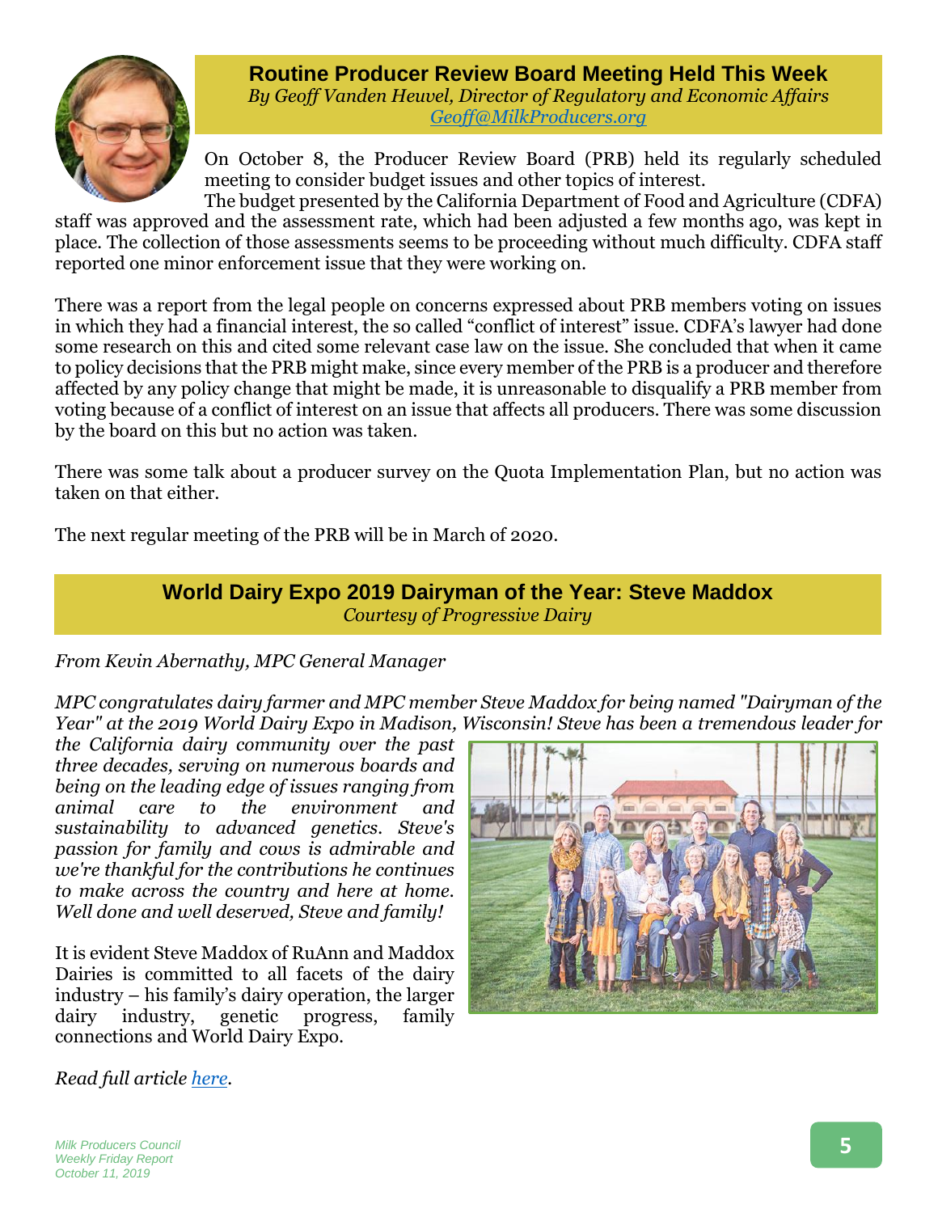## Routine Producer Review Board Meeting Held This Week

*By Geoff Vanden Heuvel, Director of Regulatory and Economic Affairs*
*[Geoff@MilkProducers.org](mailto:Geoff@MilkProducers.org)*

On October 8, the Producer Review Board (PRB) held its regularly scheduled meeting to consider budget issues and other topics of interest.

The budget presented by the California Department of Food and Agriculture (CDFA) staff was approved and the assessment rate, which had been adjusted a few months ago, was kept in place. The collection of those assessments seems to be proceeding without much difficulty. CDFA staff reported one minor enforcement issue that they were working on.

There was a report from the legal people on concerns expressed about PRB members voting on issues in which they had a financial interest, the so called "conflict of interest" issue. CDFA's lawyer had done some research on this and cited some relevant case law on the issue. She concluded that when it came to policy decisions that the PRB might make, since every member of the PRB is a producer and therefore affected by any policy change that might be made, it is unreasonable to disqualify a PRB member from voting because of a conflict of interest on an issue that affects all producers. There was some discussion by the board on this but no action was taken.

There was some talk about a producer survey on the Quota Implementation Plan, but no action was taken on that either.

The next regular meeting of the PRB will be in March of 2020.

## World Dairy Expo 2019 Dairyman of the Year: Steve Maddox

*Courtesy of Progressive Dairy*

*From Kevin Abernathy, MPC General Manager*

*MPC congratulates dairy farmer and MPC member Steve Maddox for being named "Dairyman of the Year" at the 2019 World Dairy Expo in Madison, Wisconsin! Steve has been a tremendous leader for the California dairy community over the past three decades, serving on numerous boards and being on the leading edge of issues ranging from animal care to the environment and sustainability to advanced genetics. Steve's passion for family and cows is admirable and we're thankful for the contributions he continues to make across the country and here at home. Well done and well deserved, Steve and family!*

It is evident Steve Maddox of RuAnn and Maddox Dairies is committed to all facets of the dairy industry – his family's dairy operation, the larger dairy industry, genetic progress, family connections and World Dairy Expo.

*Read full article here.*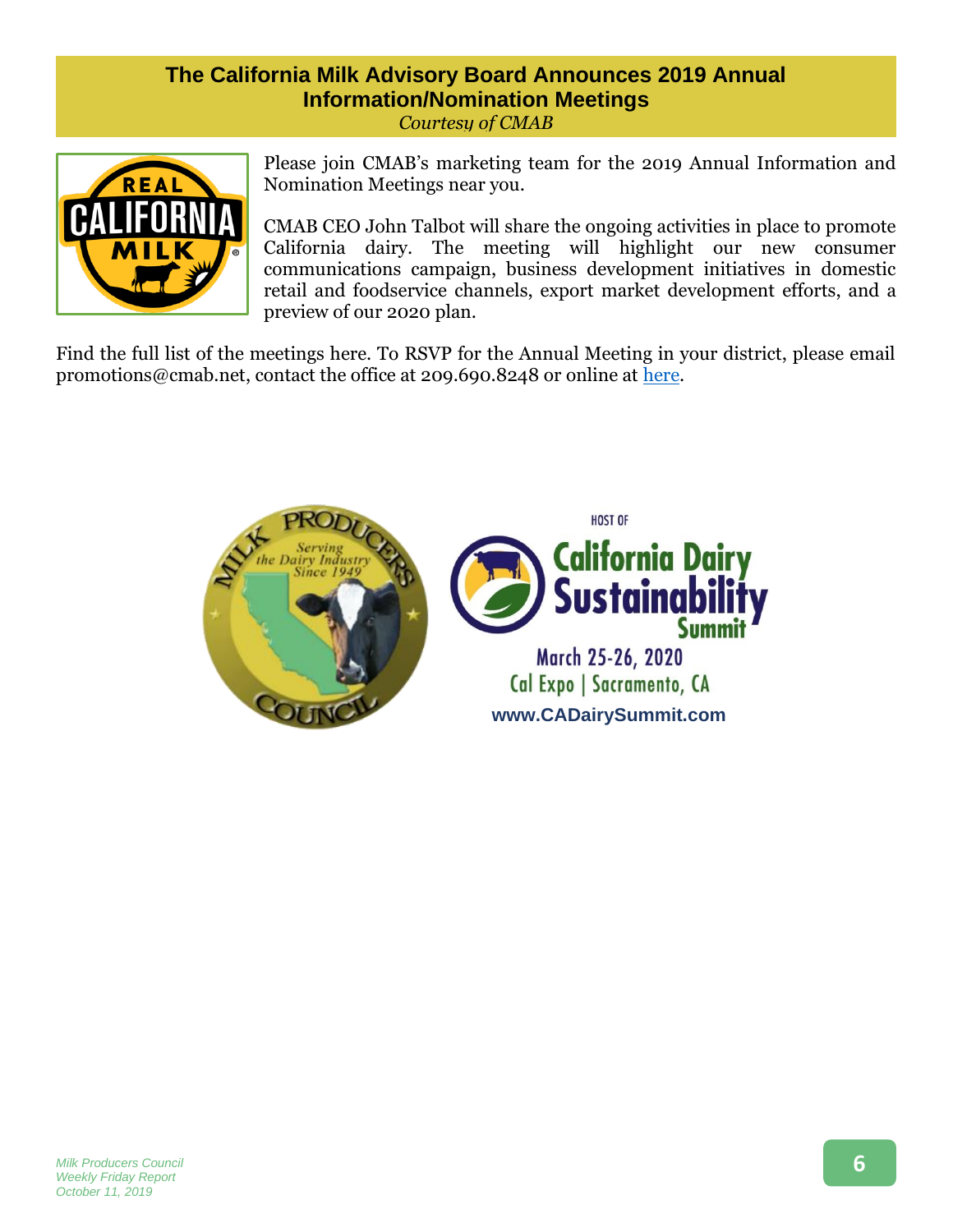## The California Milk Advisory Board Announces 2019 Annual Information/Nomination Meetings

*Courtesy of CMAB*

Please join CMAB's marketing team for the 2019 Annual Information and Nomination Meetings near you.

CMAB CEO John Talbot will share the ongoing activities in place to promote California dairy. The meeting will highlight our new consumer communications campaign, business development initiatives in domestic retail and foodservice channels, export market development efforts, and a preview of our 2020 plan.

Find the full list of the meetings here. To RSVP for the Annual Meeting in your district, please email promotions@cmab.net, contact the office at 209.690.8248 or online at here.

HOST OF

California Dairy Sustainability Summit

March 25-26, 2020

Cal Expo | Sacramento, CA

www.CADairySummit.com